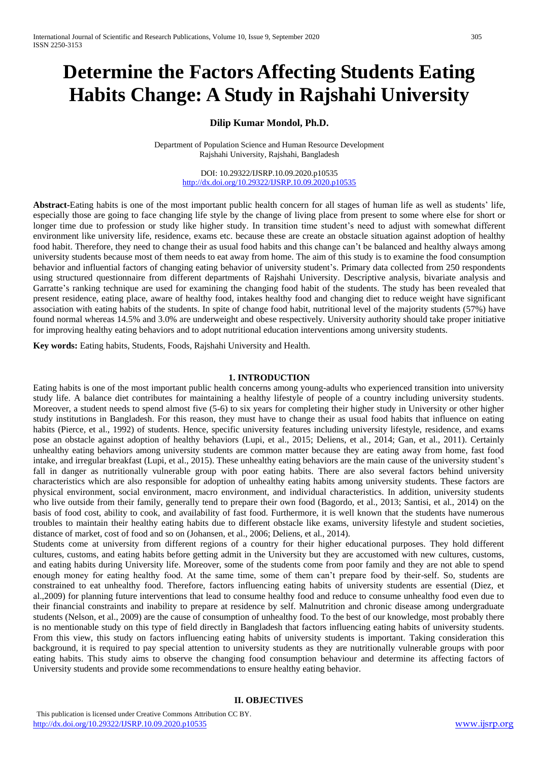# Determine the Factors Affecting Students Eating Habits Change: A Study in Rajshahi University

**Dilip Kumar Mondol, Ph.D.**

Department of Population Science and Human Resource Development
Rajshahi University, Rajshahi, Bangladesh

DOI: 10.29322/IJSRP.10.09.2020.p10535
http://dx.doi.org/10.29322/IJSRP.10.09.2020.p10535

**Abstract-**Eating habits is one of the most important public health concern for all stages of human life as well as students' life, especially those are going to face changing life style by the change of living place from present to some where else for short or longer time due to profession or study like higher study. In transition time student's need to adjust with somewhat different environment like university life, residence, exams etc. because these are create an obstacle situation against adoption of healthy food habit. Therefore, they need to change their as usual food habits and this change can't be balanced and healthy always among university students because most of them needs to eat away from home. The aim of this study is to examine the food consumption behavior and influential factors of changing eating behavior of university student's. Primary data collected from 250 respondents using structured questionnaire from different departments of Rajshahi University. Descriptive analysis, bivariate analysis and Garratte's ranking technique are used for examining the changing food habit of the students. The study has been revealed that present residence, eating place, aware of healthy food, intakes healthy food and changing diet to reduce weight have significant association with eating habits of the students. In spite of change food habit, nutritional level of the majority students (57%) have found normal whereas 14.5% and 3.0% are underweight and obese respectively. University authority should take proper initiative for improving healthy eating behaviors and to adopt nutritional education interventions among university students.

**Key words:** Eating habits, Students, Foods, Rajshahi University and Health.

## 1. INTRODUCTION

Eating habits is one of the most important public health concerns among young-adults who experienced transition into university study life. A balance diet contributes for maintaining a healthy lifestyle of people of a country including university students. Moreover, a student needs to spend almost five (5-6) to six years for completing their higher study in University or other higher study institutions in Bangladesh. For this reason, they must have to change their as usual food habits that influence on eating habits (Pierce, et al., 1992) of students. Hence, specific university features including university lifestyle, residence, and exams pose an obstacle against adoption of healthy behaviors (Lupi, et al., 2015; Deliens, et al., 2014; Gan, et al., 2011). Certainly unhealthy eating behaviors among university students are common matter because they are eating away from home, fast food intake, and irregular breakfast (Lupi, et al., 2015). These unhealthy eating behaviors are the main cause of the university student's fall in danger as nutritionally vulnerable group with poor eating habits. There are also several factors behind university characteristics which are also responsible for adoption of unhealthy eating habits among university students. These factors are physical environment, social environment, macro environment, and individual characteristics. In addition, university students who live outside from their family, generally tend to prepare their own food (Bagordo, et al., 2013; Santisi, et al., 2014) on the basis of food cost, ability to cook, and availability of fast food. Furthermore, it is well known that the students have numerous troubles to maintain their healthy eating habits due to different obstacle like exams, university lifestyle and student societies, distance of market, cost of food and so on (Johansen, et al., 2006; Deliens, et al., 2014).

Students come at university from different regions of a country for their higher educational purposes. They hold different cultures, customs, and eating habits before getting admit in the University but they are accustomed with new cultures, customs, and eating habits during University life. Moreover, some of the students come from poor family and they are not able to spend enough money for eating healthy food. At the same time, some of them can't prepare food by their-self. So, students are constrained to eat unhealthy food. Therefore, factors influencing eating habits of university students are essential (Diez, et al.,2009) for planning future interventions that lead to consume healthy food and reduce to consume unhealthy food even due to their financial constraints and inability to prepare at residence by self. Malnutrition and chronic disease among undergraduate students (Nelson, et al., 2009) are the cause of consumption of unhealthy food. To the best of our knowledge, most probably there is no mentionable study on this type of field directly in Bangladesh that factors influencing eating habits of university students. From this view, this study on factors influencing eating habits of university students is important. Taking consideration this background, it is required to pay special attention to university students as they are nutritionally vulnerable groups with poor eating habits. This study aims to observe the changing food consumption behaviour and determine its affecting factors of University students and provide some recommendations to ensure healthy eating behavior.

## II. OBJECTIVES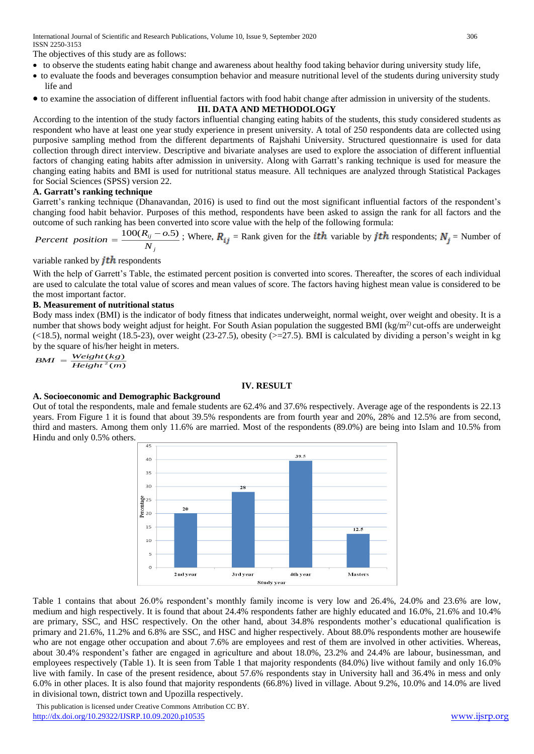The objectives of this study are as follows:

- to observe the students eating habit change and awareness about healthy food taking behavior during university study life,
- to evaluate the foods and beverages consumption behavior and measure nutritional level of the students during university study life and
- to examine the association of different influential factors with food habit change after admission in university of the students.

## III. DATA AND METHODOLOGY

According to the intention of the study factors influential changing eating habits of the students, this study considered students as respondent who have at least one year study experience in present university. A total of 250 respondents data are collected using purposive sampling method from the different departments of Rajshahi University. Structured questionnaire is used for data collection through direct interview. Descriptive and bivariate analyses are used to explore the association of different influential factors of changing eating habits after admission in university. Along with Garratt's ranking technique is used for measure the changing eating habits and BMI is used for nutritional status measure. All techniques are analyzed through Statistical Packages for Social Sciences (SPSS) version 22.

### A. Garratt's ranking technique

Garrett's ranking technique (Dhanavandan, 2016) is used to find out the most significant influential factors of the respondent's changing food habit behavior. Purposes of this method, respondents have been asked to assign the rank for all factors and the outcome of such ranking has been converted into score value with the help of the following formula:

$$Percent\ position = \frac{100(R_{ij} - 0.5)}{N_j}$$

; Where, $R_{ij}$ = Rank given for the $ith$ variable by $jth$ respondents; $N_j$ = Number of variable ranked by $jth$ respondents

With the help of Garrett's Table, the estimated percent position is converted into scores. Thereafter, the scores of each individual are used to calculate the total value of scores and mean values of score. The factors having highest mean value is considered to be the most important factor.

### B. Measurement of nutritional status

Body mass index (BMI) is the indicator of body fitness that indicates underweight, normal weight, over weight and obesity. It is a number that shows body weight adjust for height. For South Asian population the suggested BMI ($kg/m^2$) cut-offs are underweight (<18.5), normal weight (18.5-23), over weight (23-27.5), obesity (>=27.5). BMI is calculated by dividing a person's weight in kg by the square of his/her height in meters.

$$BMI = \frac{Weight(kg)}{Height^2(m)}$$

## IV. RESULT

### A. Socioeconomic and Demographic Background

Out of total the respondents, male and female students are 62.4% and 37.6% respectively. Average age of the respondents is 22.13 years. From Figure 1 it is found that about 39.5% respondents are from fourth year and 20%, 28% and 12.5% are from second, third and masters. Among them only 11.6% are married. Most of the respondents (89.0%) are being into Islam and 10.5% from Hindu and only 0.5% others.

| Study year | Percentage |
|---|---|
| 2nd year | 20 |
| 3rd year | 28 |
| 4th year | 39.5 |
| Masters | 12.5 |

Table 1 contains that about 26.0% respondent's monthly family income is very low and 26.4%, 24.0% and 23.6% are low, medium and high respectively. It is found that about 24.4% respondents father are highly educated and 16.0%, 21.6% and 10.4% are primary, SSC, and HSC respectively. On the other hand, about 34.8% respondents mother's educational qualification is primary and 21.6%, 11.2% and 6.8% are SSC, and HSC and higher respectively. About 88.0% respondents mother are housewife who are not engage other occupation and about 7.6% are employees and rest of them are involved in other activities. Whereas, about 30.4% respondent's father are engaged in agriculture and about 18.0%, 23.2% and 24.4% are labour, businessman, and employees respectively (Table 1). It is seen from Table 1 that majority respondents (84.0%) live without family and only 16.0% live with family. In case of the present residence, about 57.6% respondents stay in University hall and 36.4% in mess and only 6.0% in other places. It is also found that majority respondents (66.8%) lived in village. About 9.2%, 10.0% and 14.0% are lived in divisional town, district town and Upozilla respectively.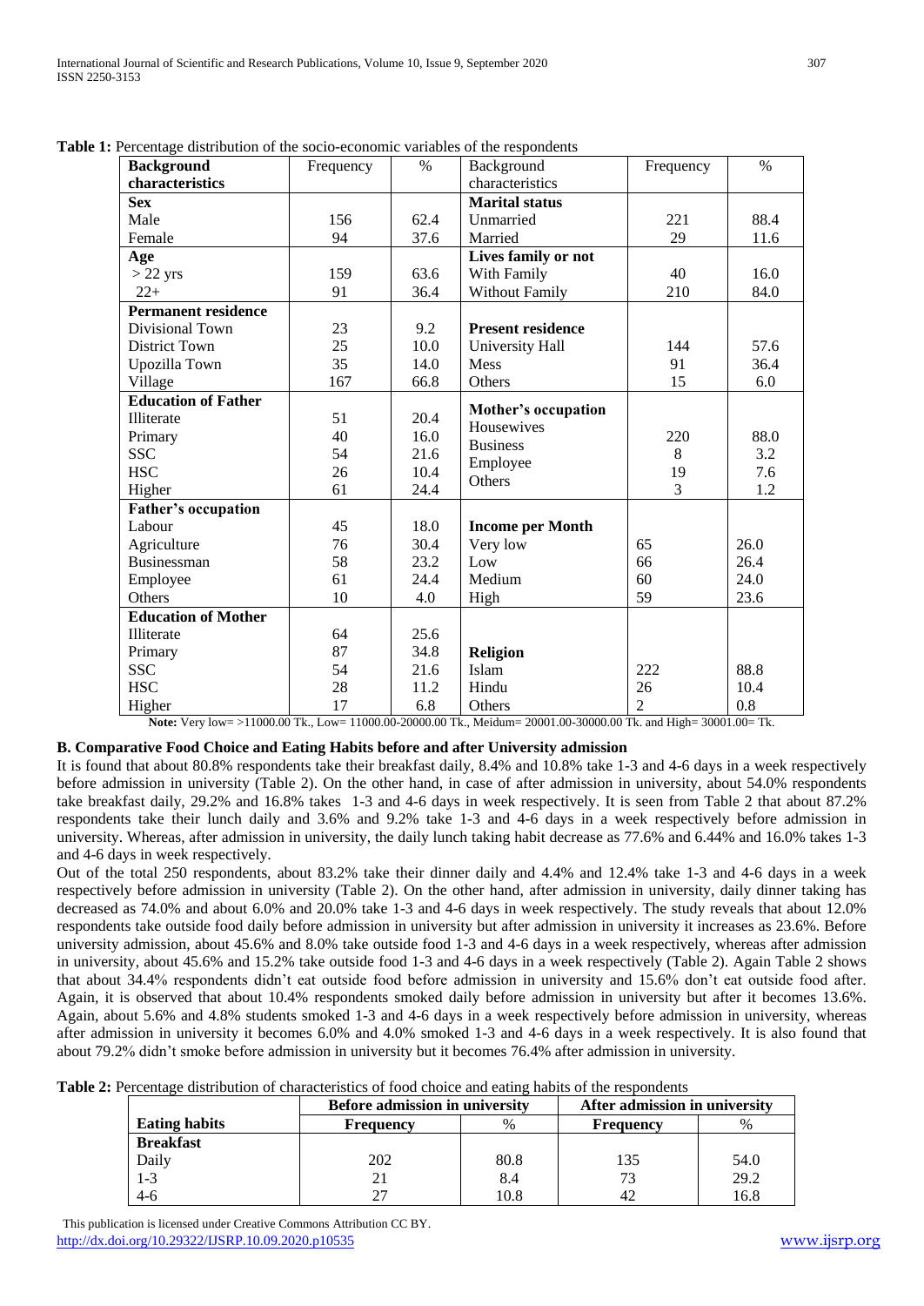**Table 1:** Percentage distribution of the socio-economic variables of the respondents

| Background characteristics | Frequency | % | Background characteristics | Frequency | % |
|---|---|---|---|---|---|
| **Sex** | | | **Marital status** | | |
| Male | 156 | 62.4 | Unmarried | 221 | 88.4 |
| Female | 94 | 37.6 | Married | 29 | 11.6 |
| **Age** | | | **Lives family or not** | | |
| > 22 yrs | 159 | 63.6 | With Family | 40 | 16.0 |
| 22+ | 91 | 36.4 | Without Family | 210 | 84.0 |
| **Permanent residence** | | | | | |
| Divisional Town | 23 | 9.2 | **Present residence** | | |
| District Town | 25 | 10.0 | University Hall | 144 | 57.6 |
| Upozilla Town | 35 | 14.0 | Mess | 91 | 36.4 |
| Village | 167 | 66.8 | Others | 15 | 6.0 |
| **Education of Father** | | | **Mother's occupation** | | |
| Illiterate | 51 | 20.4 | Housewives | 220 | 88.0 |
| Primary | 40 | 16.0 | Business | 8 | 3.2 |
| SSC | 54 | 21.6 | Employee | 19 | 7.6 |
| HSC | 26 | 10.4 | Others | 3 | 1.2 |
| Higher | 61 | 24.4 | | | |
| **Father's occupation** | | | | | |
| Labour | 45 | 18.0 | **Income per Month** | | |
| Agriculture | 76 | 30.4 | Very low | 65 | 26.0 |
| Businessman | 58 | 23.2 | Low | 66 | 26.4 |
| Employee | 61 | 24.4 | Medium | 60 | 24.0 |
| Others | 10 | 4.0 | High | 59 | 23.6 |
| **Education of Mother** | | | | | |
| Illiterate | 64 | 25.6 | | | |
| Primary | 87 | 34.8 | **Religion** | | |
| SSC | 54 | 21.6 | Islam | 222 | 88.8 |
| HSC | 28 | 11.2 | Hindu | 26 | 10.4 |
| Higher | 17 | 6.8 | Others | 2 | 0.8 |

**Note:** Very low= >11000.00 Tk., Low= 11000.00-20000.00 Tk., Meidum= 20001.00-30000.00 Tk. and High= 30001.00= Tk.

### B. Comparative Food Choice and Eating Habits before and after University admission

It is found that about 80.8% respondents take their breakfast daily, 8.4% and 10.8% take 1-3 and 4-6 days in a week respectively before admission in university (Table 2). On the other hand, in case of after admission in university, about 54.0% respondents take breakfast daily, 29.2% and 16.8% takes 1-3 and 4-6 days in week respectively. It is seen from Table 2 that about 87.2% respondents take their lunch daily and 3.6% and 9.2% take 1-3 and 4-6 days in a week respectively before admission in university. Whereas, after admission in university, the daily lunch taking habit decrease as 77.6% and 6.44% and 16.0% takes 1-3 and 4-6 days in week respectively.

Out of the total 250 respondents, about 83.2% take their dinner daily and 4.4% and 12.4% take 1-3 and 4-6 days in a week respectively before admission in university (Table 2). On the other hand, after admission in university, daily dinner taking has decreased as 74.0% and about 6.0% and 20.0% take 1-3 and 4-6 days in week respectively. The study reveals that about 12.0% respondents take outside food daily before admission in university but after admission in university it increases as 23.6%. Before university admission, about 45.6% and 8.0% take outside food 1-3 and 4-6 days in a week respectively, whereas after admission in university, about 45.6% and 15.2% take outside food 1-3 and 4-6 days in a week respectively (Table 2). Again Table 2 shows that about 34.4% respondents didn't eat outside food before admission in university and 15.6% don't eat outside food after. Again, it is observed that about 10.4% respondents smoked daily before admission in university but after it becomes 13.6%. Again, about 5.6% and 4.8% students smoked 1-3 and 4-6 days in a week respectively before admission in university, whereas after admission in university it becomes 6.0% and 4.0% smoked 1-3 and 4-6 days in a week respectively. It is also found that about 79.2% didn't smoke before admission in university but it becomes 76.4% after admission in university.

**Table 2:** Percentage distribution of characteristics of food choice and eating habits of the respondents

| | Before admission in university | | After admission in university | |
|---|---|---|---|---|
| **Eating habits** | **Frequency** | % | **Frequency** | % |
| **Breakfast** | | | | |
| Daily | 202 | 80.8 | 135 | 54.0 |
| 1-3 | 21 | 8.4 | 73 | 29.2 |
| 4-6 | 27 | 10.8 | 42 | 16.8 |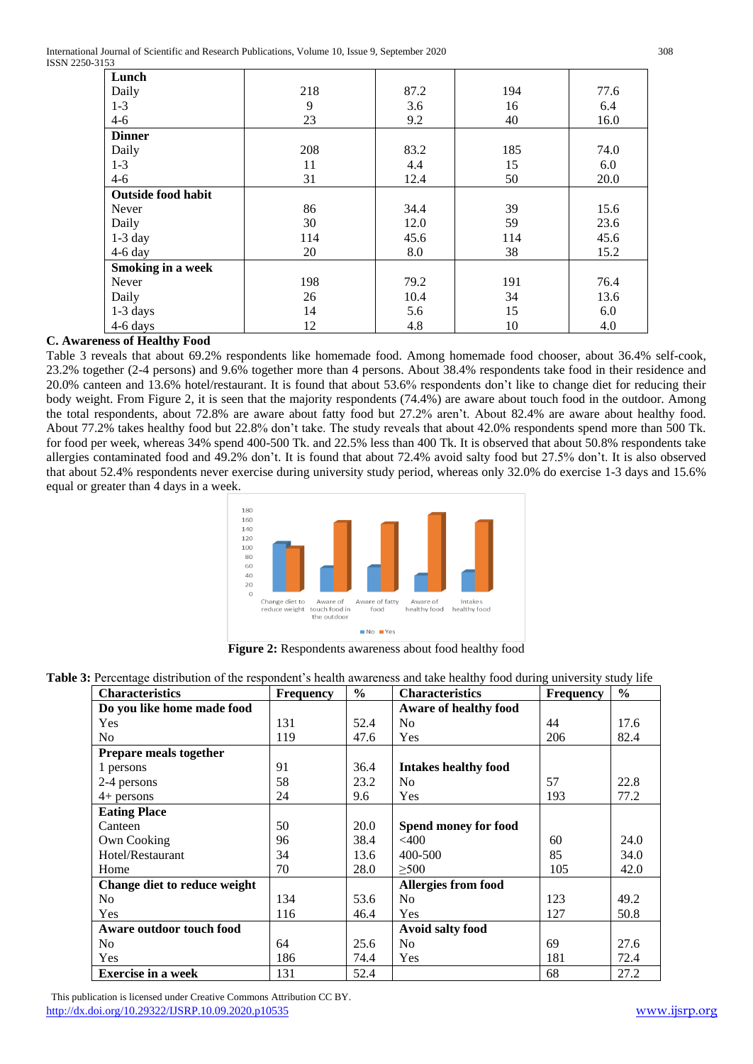| Lunch | | | | |
|---|---|---|---|---|
| Daily | 218 | 87.2 | 194 | 77.6 |
| 1-3 | 9 | 3.6 | 16 | 6.4 |
| 4-6 | 23 | 9.2 | 40 | 16.0 |
| **Dinner** | | | | |
| Daily | 208 | 83.2 | 185 | 74.0 |
| 1-3 | 11 | 4.4 | 15 | 6.0 |
| 4-6 | 31 | 12.4 | 50 | 20.0 |
| **Outside food habit** | | | | |
| Never | 86 | 34.4 | 39 | 15.6 |
| Daily | 30 | 12.0 | 59 | 23.6 |
| 1-3 day | 114 | 45.6 | 114 | 45.6 |
| 4-6 day | 20 | 8.0 | 38 | 15.2 |
| **Smoking in a week** | | | | |
| Never | 198 | 79.2 | 191 | 76.4 |
| Daily | 26 | 10.4 | 34 | 13.6 |
| 1-3 days | 14 | 5.6 | 15 | 6.0 |
| 4-6 days | 12 | 4.8 | 10 | 4.0 |

### C. Awareness of Healthy Food

Table 3 reveals that about 69.2% respondents like homemade food. Among homemade food chooser, about 36.4% self-cook, 23.2% together (2-4 persons) and 9.6% together more than 4 persons. About 38.4% respondents take food in their residence and 20.0% canteen and 13.6% hotel/restaurant. It is found that about 53.6% respondents don't like to change diet for reducing their body weight. From Figure 2, it is seen that the majority respondents (74.4%) are aware about touch food in the outdoor. Among the total respondents, about 72.8% are aware about fatty food but 27.2% aren't. About 82.4% are aware about healthy food. About 77.2% takes healthy food but 22.8% don't take. The study reveals that about 42.0% respondents spend more than 500 Tk. for food per week, whereas 34% spend 400-500 Tk. and 22.5% less than 400 Tk. It is observed that about 50.8% respondents take allergies contaminated food and 49.2% don't. It is found that about 72.4% avoid salty food but 27.5% don't. It is also observed that about 52.4% respondents never exercise during university study period, whereas only 32.0% do exercise 1-3 days and 15.6% equal or greater than 4 days in a week.

**Figure 2:** Respondents awareness about food healthy food

**Table 3:** Percentage distribution of the respondent's health awareness and take healthy food during university study life

| Characteristics | Frequency | % | Characteristics | Frequency | % |
|---|---|---|---|---|---|
| **Do you like home made food** | | | **Aware of healthy food** | | |
| Yes | 131 | 52.4 | No | 44 | 17.6 |
| No | 119 | 47.6 | Yes | 206 | 82.4 |
| **Prepare meals together** | | | | | |
| 1 persons | 91 | 36.4 | **Intakes healthy food** | | |
| 2-4 persons | 58 | 23.2 | No | 57 | 22.8 |
| 4+ persons | 24 | 9.6 | Yes | 193 | 77.2 |
| **Eating Place** | | | | | |
| Canteen | 50 | 20.0 | **Spend money for food** | | |
| Own Cooking | 96 | 38.4 | <400 | 60 | 24.0 |
| Hotel/Restaurant | 34 | 13.6 | 400-500 | 85 | 34.0 |
| Home | 70 | 28.0 | ≥500 | 105 | 42.0 |
| **Change diet to reduce weight** | | | **Allergies from food** | | |
| No | 134 | 53.6 | No | 123 | 49.2 |
| Yes | 116 | 46.4 | Yes | 127 | 50.8 |
| **Aware outdoor touch food** | | | **Avoid salty food** | | |
| No | 64 | 25.6 | No | 69 | 27.6 |
| Yes | 186 | 74.4 | Yes | 181 | 72.4 |
| **Exercise in a week** | 131 | 52.4 | | 68 | 27.2 |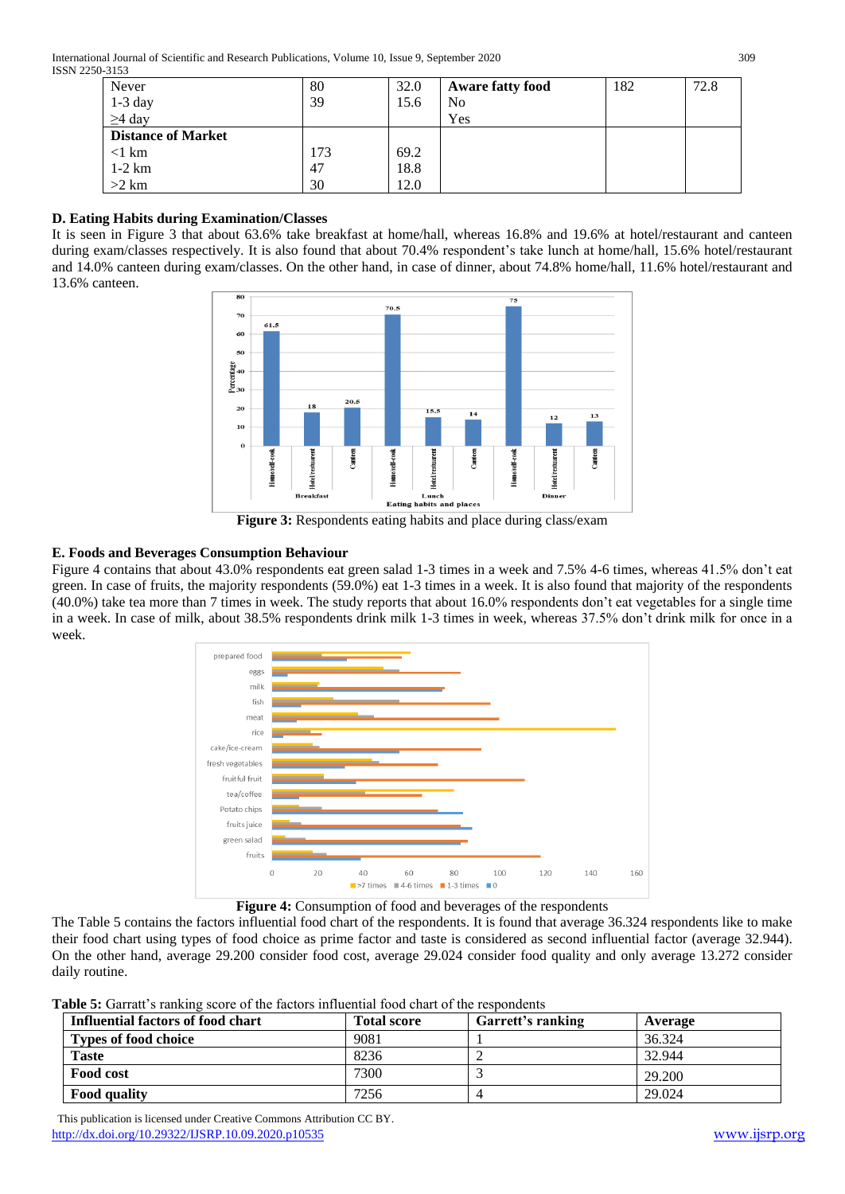| Never | 80 | 32.0 | **Aware fatty food** | 182 | 72.8 |
|---|---|---|---|---|---|
| 1-3 day | 39 | 15.6 | No | | |
| ≥4 day | | | Yes | | |
| **Distance of Market** | | | | | |
| <1 km | 173 | 69.2 | | | |
| 1-2 km | 47 | 18.8 | | | |
| >2 km | 30 | 12.0 | | | |

### D. Eating Habits during Examination/Classes

It is seen in Figure 3 that about 63.6% take breakfast at home/hall, whereas 16.8% and 19.6% at hotel/restaurant and canteen during exam/classes respectively. It is also found that about 70.4% respondent's take lunch at home/hall, 15.6% hotel/restaurant and 14.0% canteen during exam/classes. On the other hand, in case of dinner, about 74.8% home/hall, 11.6% hotel/restaurant and 13.6% canteen.

**Figure 3:** Respondents eating habits and place during class/exam

### E. Foods and Beverages Consumption Behaviour

Figure 4 contains that about 43.0% respondents eat green salad 1-3 times in a week and 7.5% 4-6 times, whereas 41.5% don't eat green. In case of fruits, the majority respondents (59.0%) eat 1-3 times in a week. It is also found that majority of the respondents (40.0%) take tea more than 7 times in week. The study reports that about 16.0% respondents don't eat vegetables for a single time in a week. In case of milk, about 38.5% respondents drink milk 1-3 times in week, whereas 37.5% don't drink milk for once in a week.

**Figure 4:** Consumption of food and beverages of the respondents

The Table 5 contains the factors influential food chart of the respondents. It is found that average 36.324 respondents like to make their food chart using types of food choice as prime factor and taste is considered as second influential factor (average 32.944). On the other hand, average 29.200 consider food cost, average 29.024 consider food quality and only average 13.272 consider daily routine.

**Table 5:** Garratt's ranking score of the factors influential food chart of the respondents

| Influential factors of food chart | Total score | Garrett's ranking | Average |
|---|---|---|---|
| **Types of food choice** | 9081 | 1 | 36.324 |
| **Taste** | 8236 | 2 | 32.944 |
| **Food cost** | 7300 | 3 | 29.200 |
| **Food quality** | 7256 | 4 | 29.024 |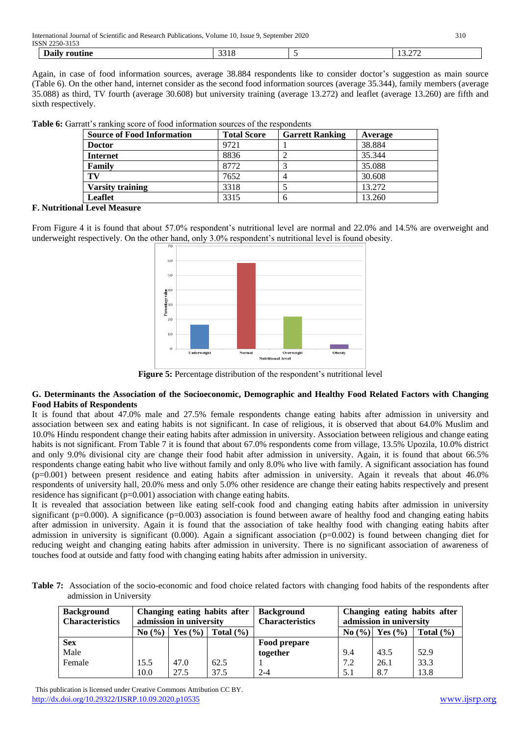| Daily routine | 3318 | 5 | 13.272 |
|---|---|---|---|

Again, in case of food information sources, average 38.884 respondents like to consider doctor's suggestion as main source (Table 6). On the other hand, internet consider as the second food information sources (average 35.344), family members (average 35.088) as third, TV fourth (average 30.608) but university training (average 13.272) and leaflet (average 13.260) are fifth and sixth respectively.

**Table 6:** Garratt's ranking score of food information sources of the respondents

| Source of Food Information | Total Score | Garrett Ranking | Average |
|---|---|---|---|
| **Doctor** | 9721 | 1 | 38.884 |
| **Internet** | 8836 | 2 | 35.344 |
| **Family** | 8772 | 3 | 35.088 |
| **TV** | 7652 | 4 | 30.608 |
| **Varsity training** | 3318 | 5 | 13.272 |
| **Leaflet** | 3315 | 6 | 13.260 |

### F. Nutritional Level Measure

From Figure 4 it is found that about 57.0% respondent's nutritional level are normal and 22.0% and 14.5% are overweight and underweight respectively. On the other hand, only 3.0% respondent's nutritional level is found obesity.

**Figure 5:** Percentage distribution of the respondent's nutritional level

### G. Determinants the Association of the Socioeconomic, Demographic and Healthy Food Related Factors with Changing Food Habits of Respondents

It is found that about 47.0% male and 27.5% female respondents change eating habits after admission in university and association between sex and eating habits is not significant. In case of religious, it is observed that about 64.0% Muslim and 10.0% Hindu respondent change their eating habits after admission in university. Association between religious and change eating habits is not significant. From Table 7 it is found that about 67.0% respondents come from village, 13.5% Upozila, 10.0% district and only 9.0% divisional city are change their food habit after admission in university. Again, it is found that about 66.5% respondents change eating habit who live without family and only 8.0% who live with family. A significant association has found (p=0.001) between present residence and eating habits after admission in university. Again it reveals that about 46.0% respondents of university hall, 20.0% mess and only 5.0% other residence are change their eating habits respectively and present residence has significant (p=0.001) association with change eating habits.

It is revealed that association between like eating self-cook food and changing eating habits after admission in university significant (p=0.000). A significance (p=0.003) association is found between aware of healthy food and changing eating habits after admission in university. Again it is found that the association of take healthy food with changing eating habits after admission in university is significant (0.000). Again a significant association (p=0.002) is found between changing diet for reducing weight and changing eating habits after admission in university. There is no significant association of awareness of touches food at outside and fatty food with changing eating habits after admission in university.

**Table 7:** Association of the socio-economic and food choice related factors with changing food habits of the respondents after admission in University

| Background Characteristics | Changing eating habits after admission in university | | | Background Characteristics | Changing eating habits after admission in university | | |
|---|---|---|---|---|---|---|---|
| | No (%) | Yes (%) | Total (%) | | No (%) | Yes (%) | Total (%) |
| **Sex** | | | | **Food prepare together** | | | |
| Male | 15.5 | 47.0 | 62.5 | 1 | 9.4 | 43.5 | 52.9 |
| Female | 10.0 | 27.5 | 37.5 | 2-4 | 7.2 | 26.1 | 33.3 |
| | | | | | 5.1 | 8.7 | 13.8 |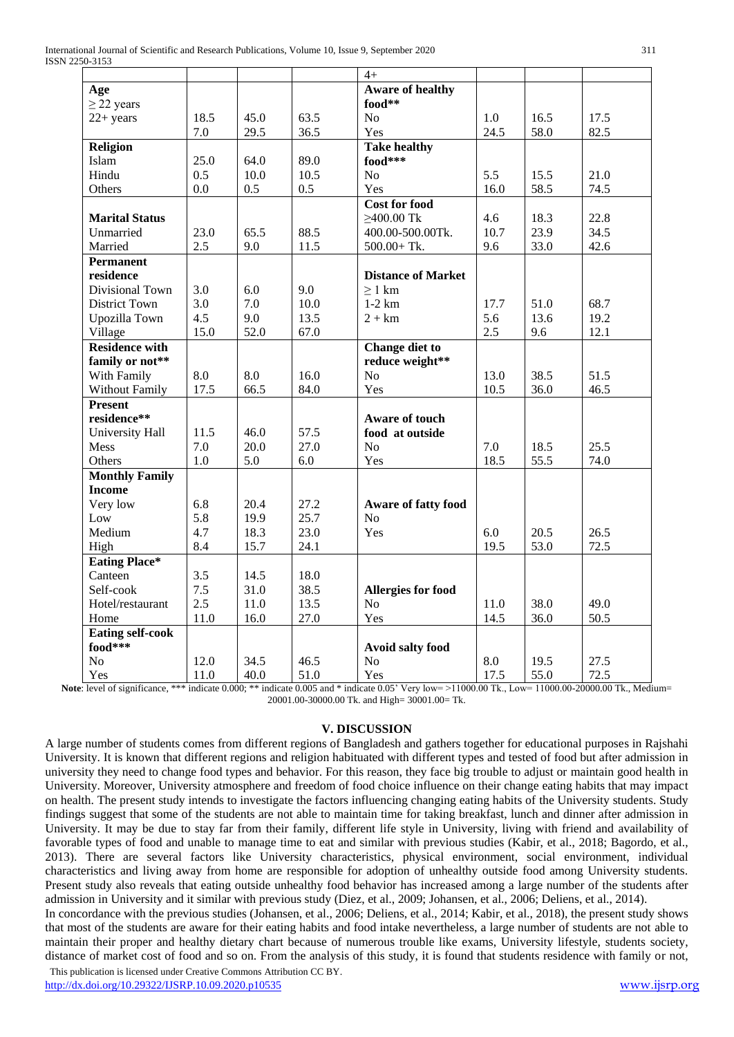| | | | | 4+ | | | |
|---|---|---|---|---|---|---|---|
| **Age** | | | | **Aware of healthy food**** | | | |
| ≥ 22 years | | | | | | | |
| 22+ years | 18.5 | 45.0 | 63.5 | No | 1.0 | 16.5 | 17.5 |
| | 7.0 | 29.5 | 36.5 | Yes | 24.5 | 58.0 | 82.5 |
| **Religion** | | | | **Take healthy food***** | | | |
| Islam | 25.0 | 64.0 | 89.0 | | | | |
| Hindu | 0.5 | 10.0 | 10.5 | No | 5.5 | 15.5 | 21.0 |
| Others | 0.0 | 0.5 | 0.5 | Yes | 16.0 | 58.5 | 74.5 |
| | | | | **Cost for food** | | | |
| **Marital Status** | | | | ≥400.00 Tk | 4.6 | 18.3 | 22.8 |
| Unmarried | 23.0 | 65.5 | 88.5 | 400.00-500.00Tk. | 10.7 | 23.9 | 34.5 |
| Married | 2.5 | 9.0 | 11.5 | 500.00+ Tk. | 9.6 | 33.0 | 42.6 |
| **Permanent residence** | | | | **Distance of Market** | | | |
| Divisional Town | 3.0 | 6.0 | 9.0 | ≥ 1 km | | | |
| District Town | 3.0 | 7.0 | 10.0 | 1-2 km | 17.7 | 51.0 | 68.7 |
| Upozilla Town | 4.5 | 9.0 | 13.5 | 2 + km | 5.6 | 13.6 | 19.2 |
| Village | 15.0 | 52.0 | 67.0 | | 2.5 | 9.6 | 12.1 |
| **Residence with family or not**** | | | | **Change diet to reduce weight**** | | | |
| With Family | 8.0 | 8.0 | 16.0 | No | 13.0 | 38.5 | 51.5 |
| Without Family | 17.5 | 66.5 | 84.0 | Yes | 10.5 | 36.0 | 46.5 |
| **Present residence**** | | | | **Aware of touch food at outside** | | | |
| University Hall | 11.5 | 46.0 | 57.5 | | | | |
| Mess | 7.0 | 20.0 | 27.0 | No | 7.0 | 18.5 | 25.5 |
| Others | 1.0 | 5.0 | 6.0 | Yes | 18.5 | 55.5 | 74.0 |
| **Monthly Family Income** | | | | | | | |
| Very low | 6.8 | 20.4 | 27.2 | **Aware of fatty food** | | | |
| Low | 5.8 | 19.9 | 25.7 | No | | | |
| Medium | 4.7 | 18.3 | 23.0 | Yes | 6.0 | 20.5 | 26.5 |
| High | 8.4 | 15.7 | 24.1 | | 19.5 | 53.0 | 72.5 |
| **Eating Place*** | | | | | | | |
| Canteen | 3.5 | 14.5 | 18.0 | | | | |
| Self-cook | 7.5 | 31.0 | 38.5 | **Allergies for food** | | | |
| Hotel/restaurant | 2.5 | 11.0 | 13.5 | No | 11.0 | 38.0 | 49.0 |
| Home | 11.0 | 16.0 | 27.0 | Yes | 14.5 | 36.0 | 50.5 |
| **Eating self-cook food***** | | | | **Avoid salty food** | | | |
| No | 12.0 | 34.5 | 46.5 | No | 8.0 | 19.5 | 27.5 |
| Yes | 11.0 | 40.0 | 51.0 | Yes | 17.5 | 55.0 | 72.5 |

**Note**: level of significance, *** indicate 0.000; ** indicate 0.005 and * indicate 0.05' Very low= >11000.00 Tk., Low= 11000.00-20000.00 Tk., Medium= 20001.00-30000.00 Tk. and High= 30001.00= Tk.

## V. DISCUSSION

A large number of students comes from different regions of Bangladesh and gathers together for educational purposes in Rajshahi University. It is known that different regions and religion habituated with different types and tested of food but after admission in university they need to change food types and behavior. For this reason, they face big trouble to adjust or maintain good health in University. Moreover, University atmosphere and freedom of food choice influence on their change eating habits that may impact on health. The present study intends to investigate the factors influencing changing eating habits of the University students. Study findings suggest that some of the students are not able to maintain time for taking breakfast, lunch and dinner after admission in University. It may be due to stay far from their family, different life style in University, living with friend and availability of favorable types of food and unable to manage time to eat and similar with previous studies (Kabir, et al., 2018; Bagordo, et al., 2013). There are several factors like University characteristics, physical environment, social environment, individual characteristics and living away from home are responsible for adoption of unhealthy outside food among University students. Present study also reveals that eating outside unhealthy food behavior has increased among a large number of the students after admission in University and it similar with previous study (Diez, et al., 2009; Johansen, et al., 2006; Deliens, et al., 2014).

In concordance with the previous studies (Johansen, et al., 2006; Deliens, et al., 2014; Kabir, et al., 2018), the present study shows that most of the students are aware for their eating habits and food intake nevertheless, a large number of students are not able to maintain their proper and healthy dietary chart because of numerous trouble like exams, University lifestyle, students society, distance of market cost of food and so on. From the analysis of this study, it is found that students residence with family or not,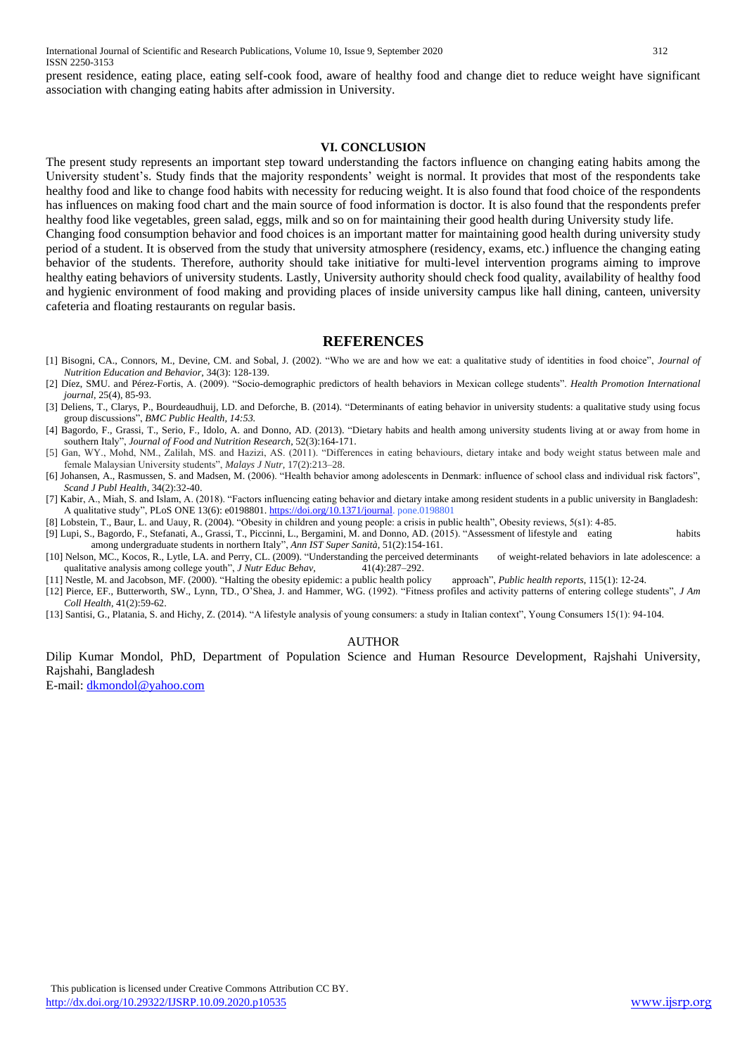present residence, eating place, eating self-cook food, aware of healthy food and change diet to reduce weight have significant association with changing eating habits after admission in University.

## VI. CONCLUSION

The present study represents an important step toward understanding the factors influence on changing eating habits among the University student's. Study finds that the majority respondents' weight is normal. It provides that most of the respondents take healthy food and like to change food habits with necessity for reducing weight. It is also found that food choice of the respondents has influences on making food chart and the main source of food information is doctor. It is also found that the respondents prefer healthy food like vegetables, green salad, eggs, milk and so on for maintaining their good health during University study life.

Changing food consumption behavior and food choices is an important matter for maintaining good health during university study period of a student. It is observed from the study that university atmosphere (residency, exams, etc.) influence the changing eating behavior of the students. Therefore, authority should take initiative for multi-level intervention programs aiming to improve healthy eating behaviors of university students. Lastly, University authority should check food quality, availability of healthy food and hygienic environment of food making and providing places of inside university campus like hall dining, canteen, university cafeteria and floating restaurants on regular basis.

## REFERENCES

[1] Bisogni, CA., Connors, M., Devine, CM. and Sobal, J. (2002). "Who we are and how we eat: a qualitative study of identities in food choice", *Journal of Nutrition Education and Behavior*, 34(3): 128-139.

[2] Díez, SMU. and Pérez-Fortis, A. (2009). "Socio-demographic predictors of health behaviors in Mexican college students". *Health Promotion International journal*, 25(4), 85-93.

[3] Deliens, T., Clarys, P., Bourdeaudhuij, LD. and Deforche, B. (2014). "Determinants of eating behavior in university students: a qualitative study using focus group discussions", *BMC Public Health, 14:53.*

[4] Bagordo, F., Grassi, T., Serio, F., Idolo, A. and Donno, AD. (2013). "Dietary habits and health among university students living at or away from home in southern Italy", *Journal of Food and Nutrition Research*, 52(3):164-171.

[5] Gan, WY., Mohd, NM., Zalilah, MS. and Hazizi, AS. (2011). "Differences in eating behaviours, dietary intake and body weight status between male and female Malaysian University students", *Malays J Nutr*, 17(2):213–28.

[6] Johansen, A., Rasmussen, S. and Madsen, M. (2006). "Health behavior among adolescents in Denmark: influence of school class and individual risk factors", *Scand J Publ Health*, 34(2):32-40.

[7] Kabir, A., Miah, S. and Islam, A. (2018). "Factors influencing eating behavior and dietary intake among resident students in a public university in Bangladesh: A qualitative study", PLoS ONE 13(6): e0198801. https://doi.org/10.1371/journal. pone.0198801

[8] Lobstein, T., Baur, L. and Uauy, R. (2004). "Obesity in children and young people: a crisis in public health", Obesity reviews, 5(s1): 4-85.

[9] Lupi, S., Bagordo, F., Stefanati, A., Grassi, T., Piccinni, L., Bergamini, M. and Donno, AD. (2015). "Assessment of lifestyle and eating habits among undergraduate students in northern Italy", *Ann IST Super Sanità*, 51(2):154-161.

[10] Nelson, MC., Kocos, R., Lytle, LA. and Perry, CL. (2009). "Understanding the perceived determinants of weight-related behaviors in late adolescence: a qualitative analysis among college youth", *J Nutr Educ Behav*, 41(4):287–292.

[11] Nestle, M. and Jacobson, MF. (2000). "Halting the obesity epidemic: a public health policy approach", *Public health reports*, 115(1): 12-24.

[12] Pierce, EF., Butterworth, SW., Lynn, TD., O'Shea, J. and Hammer, WG. (1992). "Fitness profiles and activity patterns of entering college students", *J Am Coll Health*, 41(2):59-62.

[13] Santisi, G., Platania, S. and Hichy, Z. (2014). "A lifestyle analysis of young consumers: a study in Italian context", Young Consumers 15(1): 94-104.

AUTHOR

Dilip Kumar Mondol, PhD, Department of Population Science and Human Resource Development, Rajshahi University, Rajshahi, Bangladesh

E-mail: dkmondol@yahoo.com